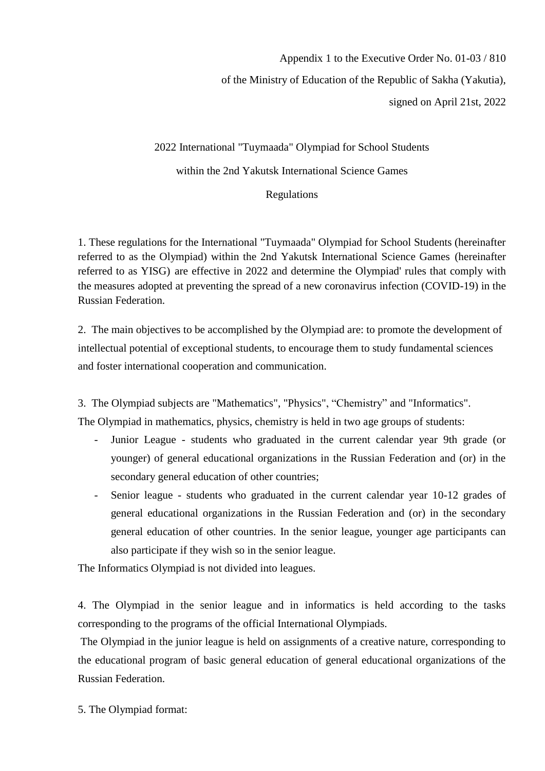Appendix 1 to the Executive Order No. 01-03 / 810

of the Ministry of Education of the Republic of Sakha (Yakutia),

signed on April 21st, 2022

2022 International "Tuymaada" Olympiad for School Students

within the 2nd Yakutsk International Science Games

Regulations

1. These regulations for the International "Tuymaada" Olympiad for School Students (hereinafter referred to as the Olympiad) within the 2nd Yakutsk International Science Games (hereinafter referred to as YISG) are effective in 2022 and determine the Olympiad' rules that comply with the measures adopted at preventing the spread of a new coronavirus infection (COVID-19) in the Russian Federation.

2. The main objectives to be accomplished by the Olympiad are: to promote the development of intellectual potential of exceptional students, to encourage them to study fundamental sciences and foster international cooperation and communication.

3. The Olympiad subjects are "Mathematics", "Physics", "Chemistry" and "Informatics".
The Olympiad in mathematics, physics, chemistry is held in two age groups of students:

- Junior League - students who graduated in the current calendar year 9th grade (or younger) of general educational organizations in the Russian Federation and (or) in the secondary general education of other countries;
- Senior league - students who graduated in the current calendar year 10-12 grades of general educational organizations in the Russian Federation and (or) in the secondary general education of other countries. In the senior league, younger age participants can also participate if they wish so in the senior league.

The Informatics Olympiad is not divided into leagues.

4. The Olympiad in the senior league and in informatics is held according to the tasks corresponding to the programs of the official International Olympiads.
The Olympiad in the junior league is held on assignments of a creative nature, corresponding to the educational program of basic general education of general educational organizations of the Russian Federation.

5. The Olympiad format: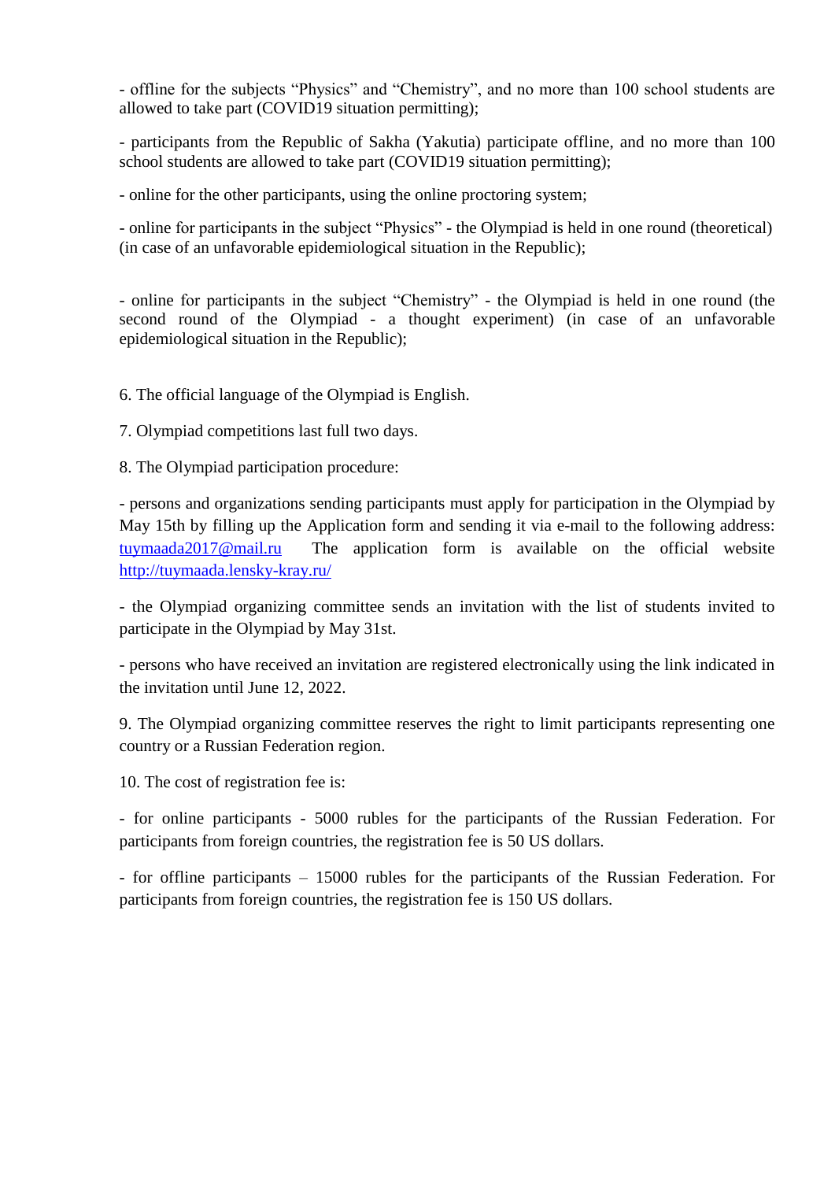- offline for the subjects “Physics” and “Chemistry”, and no more than 100 school students are allowed to take part (COVID19 situation permitting);

- participants from the Republic of Sakha (Yakutia) participate offline, and no more than 100 school students are allowed to take part (COVID19 situation permitting);

- online for the other participants, using the online proctoring system;

- online for participants in the subject “Physics” - the Olympiad is held in one round (theoretical) (in case of an unfavorable epidemiological situation in the Republic);

- online for participants in the subject “Chemistry” - the Olympiad is held in one round (the second round of the Olympiad - a thought experiment) (in case of an unfavorable epidemiological situation in the Republic);

6. The official language of the Olympiad is English.

7. Olympiad competitions last full two days.

8. The Olympiad participation procedure:

- persons and organizations sending participants must apply for participation in the Olympiad by May 15th by filling up the Application form and sending it via e-mail to the following address: [tuymaada2017@mail.ru](mailto:tuymaada2017@mail.ru) The application form is available on the official website [http://tuymaada.lensky-kray.ru/](http://tuymaada.lensky-kray.ru/)

- the Olympiad organizing committee sends an invitation with the list of students invited to participate in the Olympiad by May 31st.

- persons who have received an invitation are registered electronically using the link indicated in the invitation until June 12, 2022.

9. The Olympiad organizing committee reserves the right to limit participants representing one country or a Russian Federation region.

10. The cost of registration fee is:

- for online participants - 5000 rubles for the participants of the Russian Federation. For participants from foreign countries, the registration fee is 50 US dollars.

- for offline participants – 15000 rubles for the participants of the Russian Federation. For participants from foreign countries, the registration fee is 150 US dollars.